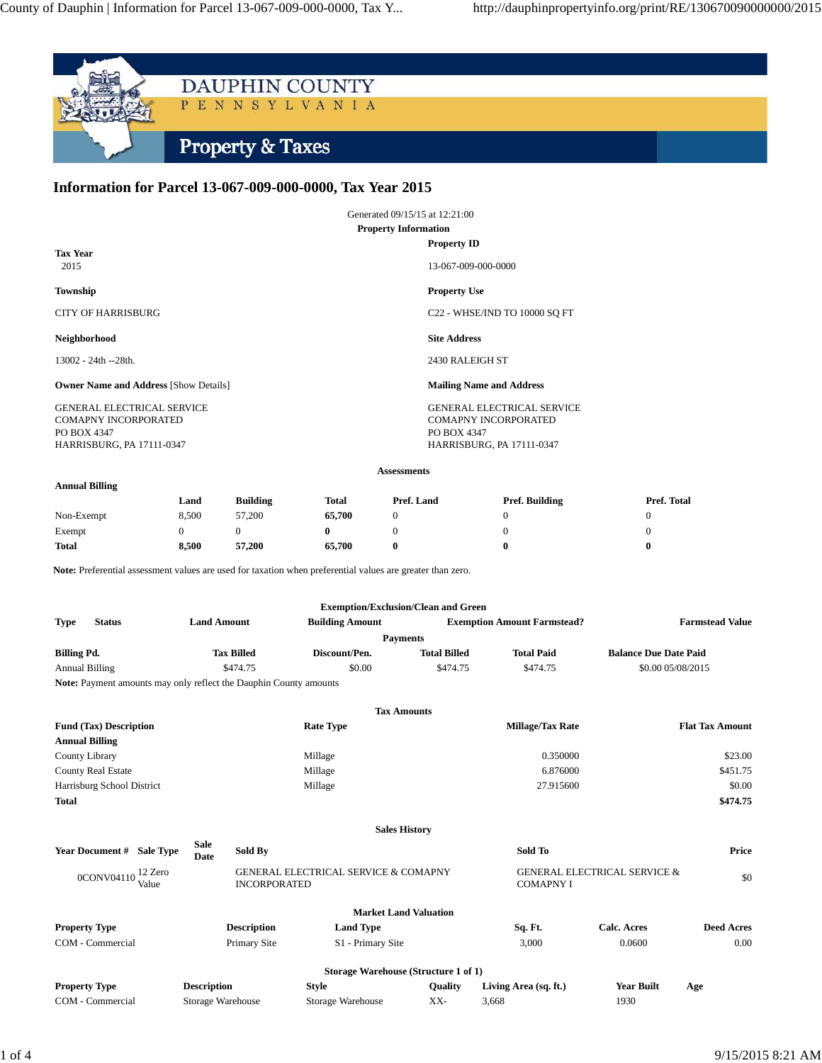DAUPHIN COUNTY
PENNSYLVANIA

Property & Taxes

# Information for Parcel 13-067-009-000-0000, Tax Year 2015

Generated 09/15/15 at 12:21:00

**Property Information**

**Tax Year**
2015

**Property ID**
13-067-009-000-0000

**Township**
CITY OF HARRISBURG

**Property Use**
C22 - WHSE/IND TO 10000 SQ FT

**Neighborhood**
13002 - 24th --28th.

**Site Address**
2430 RALEIGH ST

**Owner Name and Address** [Show Details]
GENERAL ELECTRICAL SERVICE
COMAPNY INCORPORATED
PO BOX 4347
HARRISBURG, PA 17111-0347

**Mailing Name and Address**
GENERAL ELECTRICAL SERVICE
COMAPNY INCORPORATED
PO BOX 4347
HARRISBURG, PA 17111-0347

**Assessments**

**Annual Billing**

| | Land | Building | Total | Pref. Land | Pref. Building | Pref. Total |
|---|---|---|---|---|---|---|
| Non-Exempt | 8,500 | 57,200 | **65,700** | 0 | 0 | 0 |
| Exempt | 0 | 0 | **0** | 0 | 0 | 0 |
| **Total** | **8,500** | **57,200** | **65,700** | **0** | **0** | **0** |

**Note:** Preferential assessment values are used for taxation when preferential values are greater than zero.

**Exemption/Exclusion/Clean and Green**

| Type | Status | Land Amount | Building Amount | Exemption Amount Farmstead? | Farmstead Value |
|---|---|---|---|---|---|

**Payments**

| Billing Pd. | Tax Billed | Discount/Pen. | Total Billed | Total Paid | Balance Due | Date Paid |
|---|---|---|---|---|---|---|
| Annual Billing | $474.75 | $0.00 | $474.75 | $474.75 | $0.00 | 05/08/2015 |

**Note:** Payment amounts may only reflect the Dauphin County amounts

**Tax Amounts**

| Fund (Tax) Description | Rate Type | Millage/Tax Rate | Flat Tax Amount |
|---|---|---|---|
| **Annual Billing** | | | |
| County Library | Millage | 0.350000 | $23.00 |
| County Real Estate | Millage | 6.876000 | $451.75 |
| Harrisburg School District | Millage | 27.915600 | $0.00 |
| **Total** | | | **$474.75** |

**Sales History**

| Year | Document # | Sale Type | Sale Date | Sold By | Sold To | Price |
|---|---|---|---|---|---|---|
| | 0CONV04110 | 12 Zero Value | | GENERAL ELECTRICAL SERVICE & COMAPNY INCORPORATED | GENERAL ELECTRICAL SERVICE & COMAPNY I | $0 |

**Market Land Valuation**

| Property Type | Description | Land Type | Sq. Ft. | Calc. Acres | Deed Acres |
|---|---|---|---|---|---|
| COM - Commercial | Primary Site | S1 - Primary Site | 3,000 | 0.0600 | 0.00 |

**Storage Warehouse (Structure 1 of 1)**

| Property Type | Description | Style | Quality | Living Area (sq. ft.) | Year Built | Age |
|---|---|---|---|---|---|---|
| COM - Commercial | Storage Warehouse | Storage Warehouse | XX- | 3,668 | 1930 | |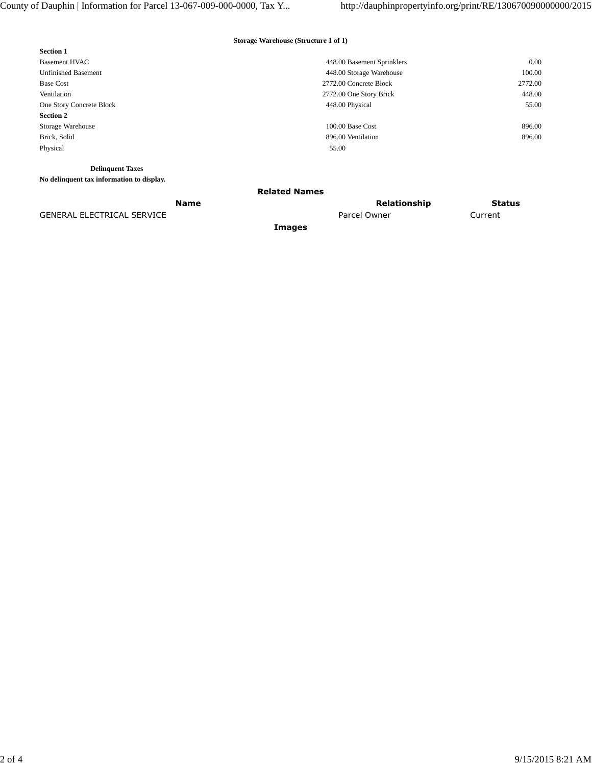**Storage Warehouse (Structure 1 of 1)**

**Section 1**

| | | | |
|---|---|---|---|
| Basement HVAC | 448.00 | Basement Sprinklers | 0.00 |
| Unfinished Basement | 448.00 | Storage Warehouse | 100.00 |
| Base Cost | 2772.00 | Concrete Block | 2772.00 |
| Ventilation | 2772.00 | One Story Brick | 448.00 |
| One Story Concrete Block | 448.00 | Physical | 55.00 |

**Section 2**

| | | | |
|---|---|---|---|
| Storage Warehouse | 100.00 | Base Cost | 896.00 |
| Brick, Solid | 896.00 | Ventilation | 896.00 |
| Physical | 55.00 | | |

**Delinquent Taxes**

**No delinquent tax information to display.**

**Related Names**

| Name | Relationship | Status |
|---|---|---|
| GENERAL ELECTRICAL SERVICE | Parcel Owner | Current |

**Images**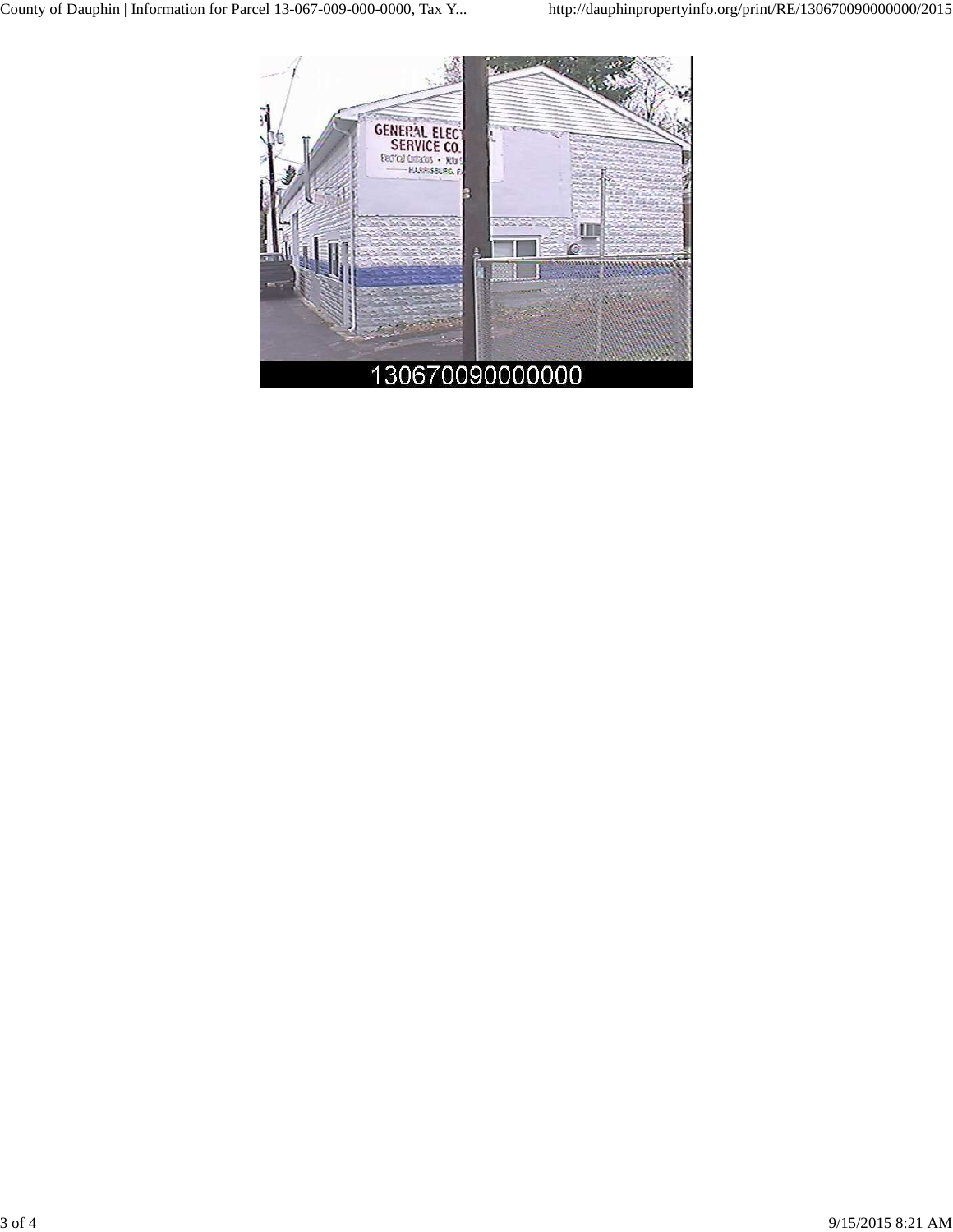130670090000000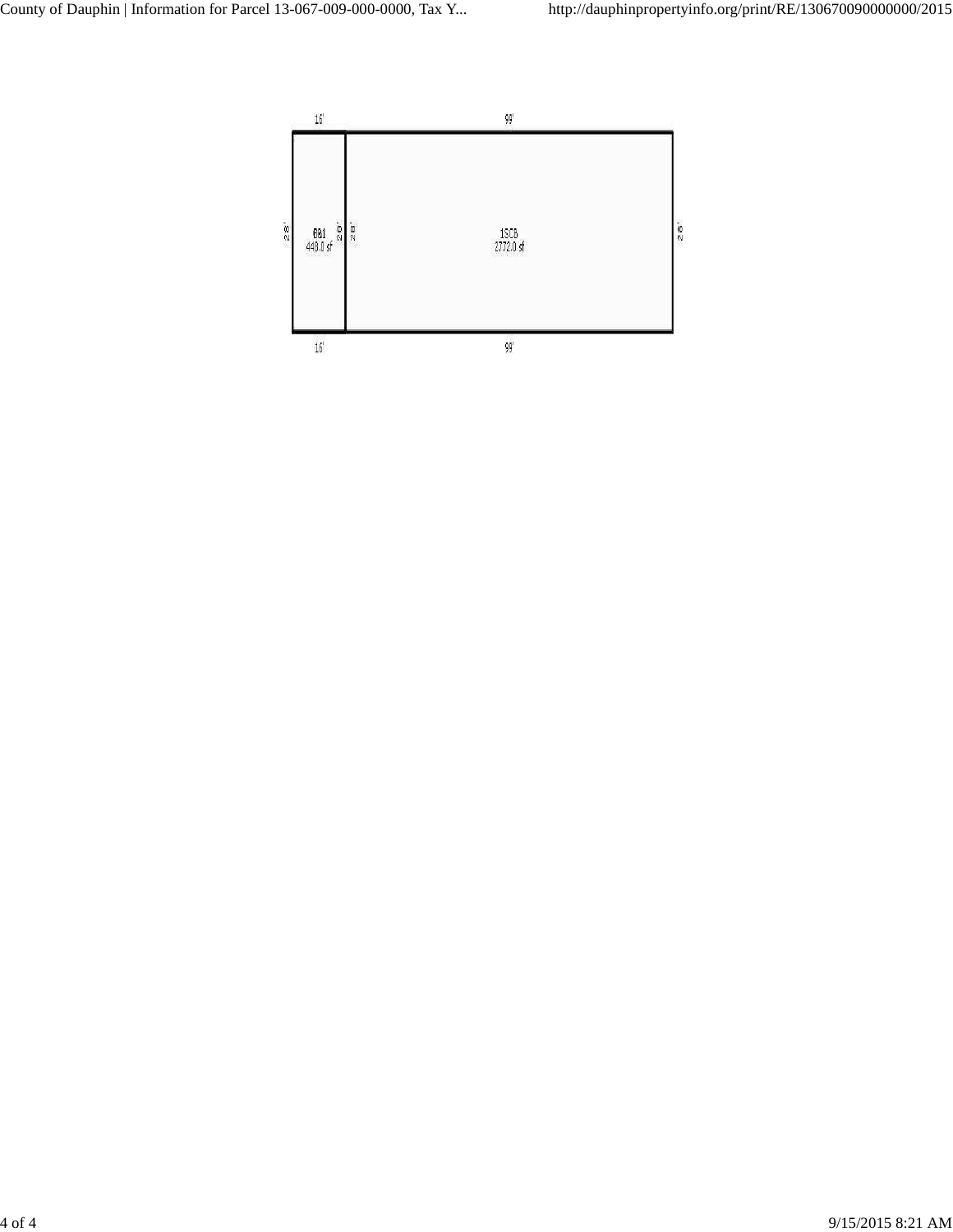16'

99'

28'

OB1
448.0 sf

28'

1SCB
2772.0 sf

28'

16'

99'